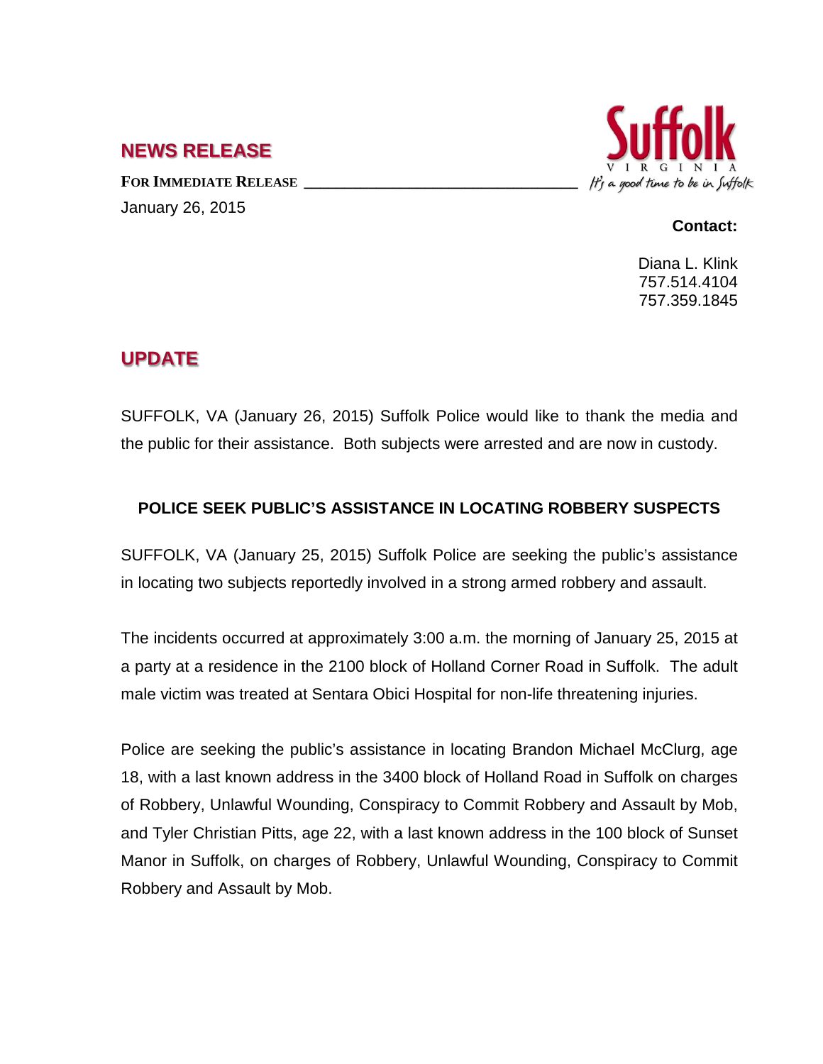## NEWS RELEASE

**FOR IMMEDIATE RELEASE** ________________________________

January 26, 2015

Suffolk VIRGINIA It's a good time to be in Suffolk

**Contact:**

Diana L. Klink
757.514.4104
757.359.1845

## UPDATE

SUFFOLK, VA (January 26, 2015) Suffolk Police would like to thank the media and the public for their assistance. Both subjects were arrested and are now in custody.

### POLICE SEEK PUBLIC'S ASSISTANCE IN LOCATING ROBBERY SUSPECTS

SUFFOLK, VA (January 25, 2015) Suffolk Police are seeking the public's assistance in locating two subjects reportedly involved in a strong armed robbery and assault.

The incidents occurred at approximately 3:00 a.m. the morning of January 25, 2015 at a party at a residence in the 2100 block of Holland Corner Road in Suffolk. The adult male victim was treated at Sentara Obici Hospital for non-life threatening injuries.

Police are seeking the public's assistance in locating Brandon Michael McClurg, age 18, with a last known address in the 3400 block of Holland Road in Suffolk on charges of Robbery, Unlawful Wounding, Conspiracy to Commit Robbery and Assault by Mob, and Tyler Christian Pitts, age 22, with a last known address in the 100 block of Sunset Manor in Suffolk, on charges of Robbery, Unlawful Wounding, Conspiracy to Commit Robbery and Assault by Mob.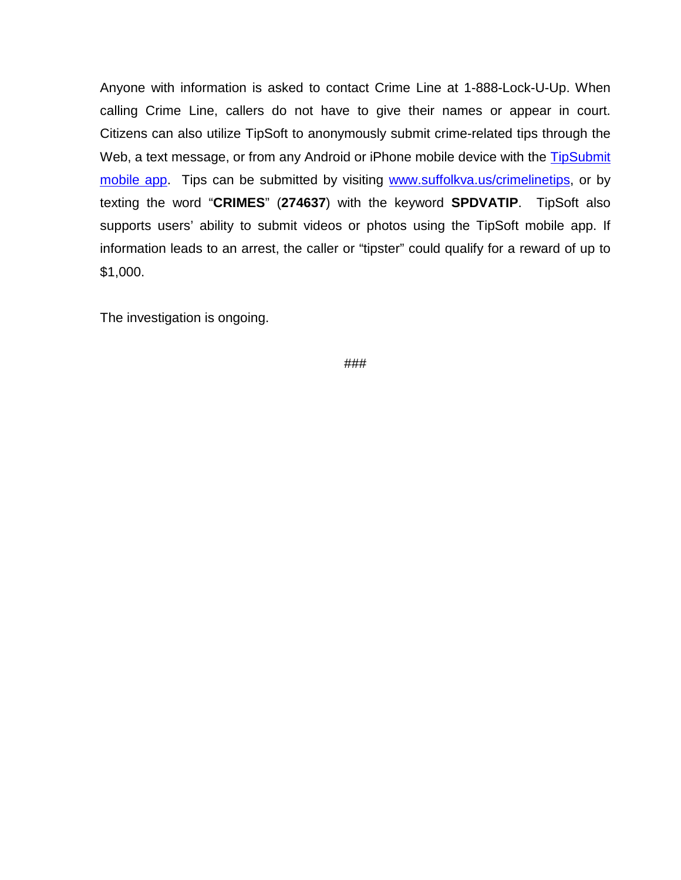Anyone with information is asked to contact Crime Line at 1-888-Lock-U-Up. When calling Crime Line, callers do not have to give their names or appear in court. Citizens can also utilize TipSoft to anonymously submit crime-related tips through the Web, a text message, or from any Android or iPhone mobile device with the [TipSubmit mobile app](). Tips can be submitted by visiting [www.suffolkva.us/crimelinetips](www.suffolkva.us/crimelinetips), or by texting the word "**CRIMES**" (**274637**) with the keyword **SPDVATIP**. TipSoft also supports users' ability to submit videos or photos using the TipSoft mobile app. If information leads to an arrest, the caller or "tipster" could qualify for a reward of up to $1,000.

The investigation is ongoing.

###